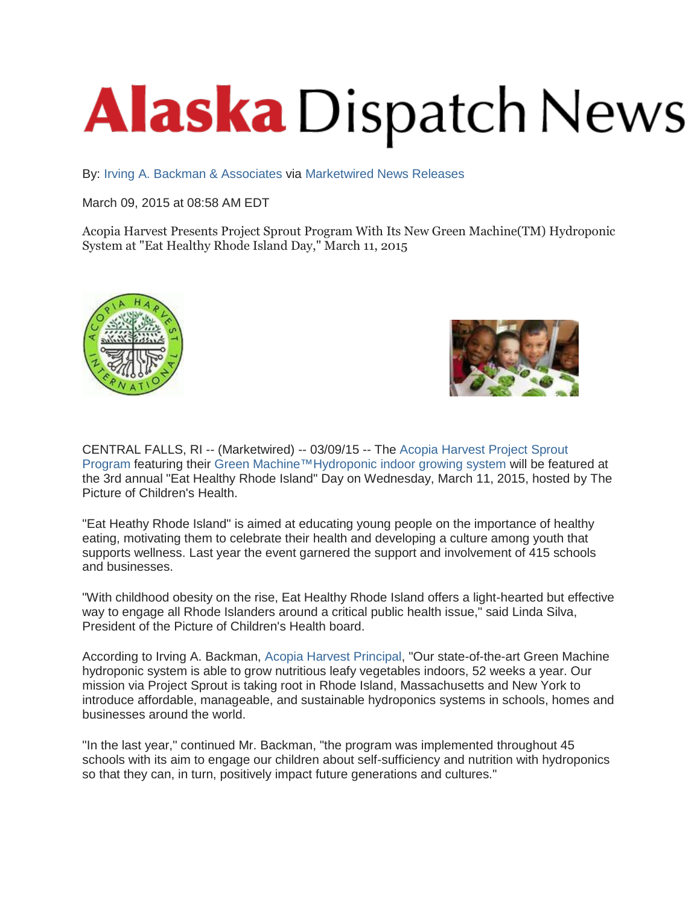# Alaska Dispatch News

By: Irving A. Backman & Associates via Marketwired News Releases

March 09, 2015 at 08:58 AM EDT

Acopia Harvest Presents Project Sprout Program With Its New Green Machine(TM) Hydroponic System at "Eat Healthy Rhode Island Day," March 11, 2015

CENTRAL FALLS, RI -- (Marketwired) -- 03/09/15 -- The Acopia Harvest Project Sprout Program featuring their Green Machine™Hydroponic indoor growing system will be featured at the 3rd annual "Eat Healthy Rhode Island" Day on Wednesday, March 11, 2015, hosted by The Picture of Children's Health.

"Eat Heathy Rhode Island" is aimed at educating young people on the importance of healthy eating, motivating them to celebrate their health and developing a culture among youth that supports wellness. Last year the event garnered the support and involvement of 415 schools and businesses.

"With childhood obesity on the rise, Eat Healthy Rhode Island offers a light-hearted but effective way to engage all Rhode Islanders around a critical public health issue," said Linda Silva, President of the Picture of Children's Health board.

According to Irving A. Backman, Acopia Harvest Principal, "Our state-of-the-art Green Machine hydroponic system is able to grow nutritious leafy vegetables indoors, 52 weeks a year. Our mission via Project Sprout is taking root in Rhode Island, Massachusetts and New York to introduce affordable, manageable, and sustainable hydroponics systems in schools, homes and businesses around the world.

"In the last year," continued Mr. Backman, "the program was implemented throughout 45 schools with its aim to engage our children about self-sufficiency and nutrition with hydroponics so that they can, in turn, positively impact future generations and cultures."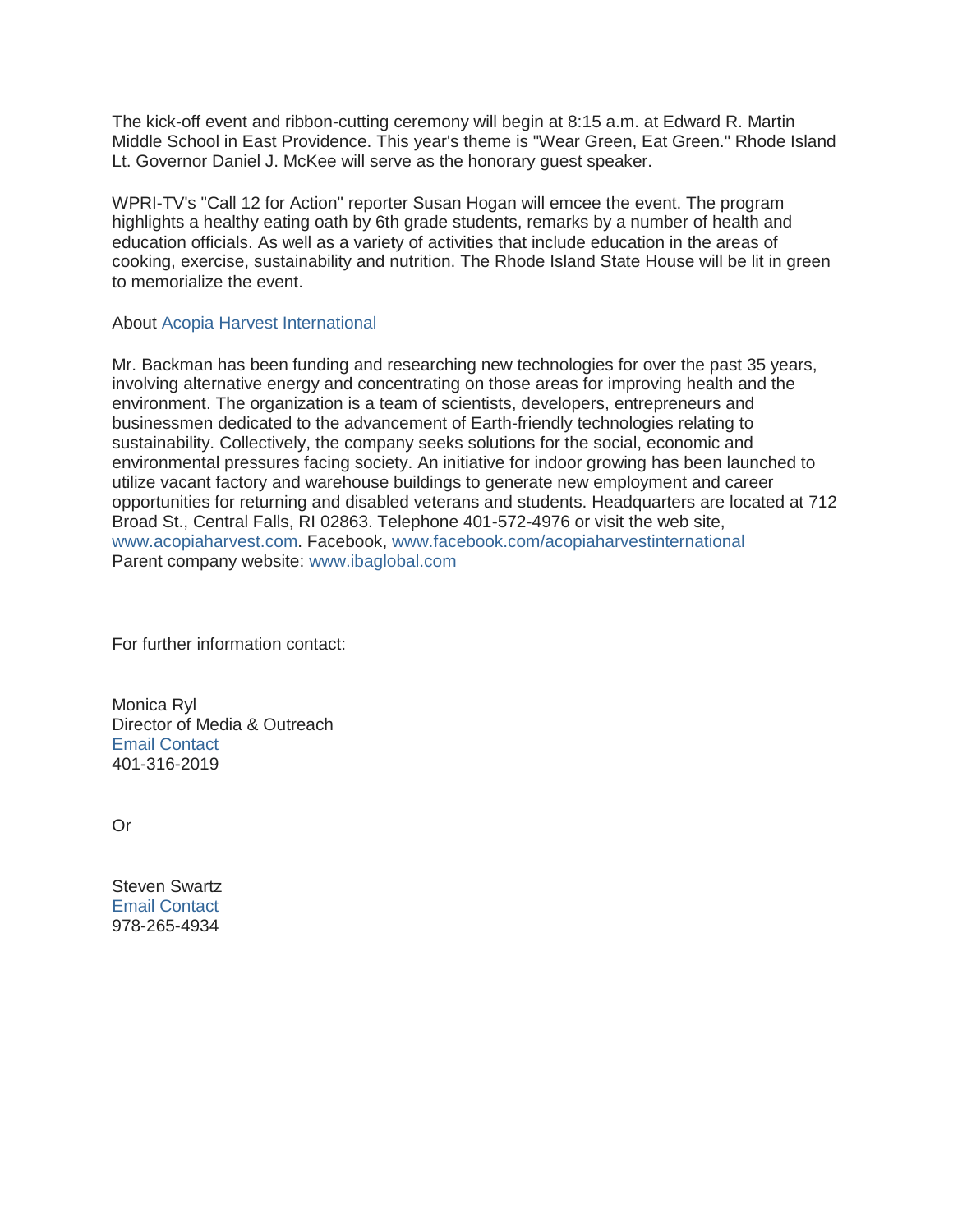The kick-off event and ribbon-cutting ceremony will begin at 8:15 a.m. at Edward R. Martin Middle School in East Providence. This year's theme is "Wear Green, Eat Green." Rhode Island Lt. Governor Daniel J. McKee will serve as the honorary guest speaker.

WPRI-TV's "Call 12 for Action" reporter Susan Hogan will emcee the event. The program highlights a healthy eating oath by 6th grade students, remarks by a number of health and education officials. As well as a variety of activities that include education in the areas of cooking, exercise, sustainability and nutrition. The Rhode Island State House will be lit in green to memorialize the event.

About Acopia Harvest International

Mr. Backman has been funding and researching new technologies for over the past 35 years, involving alternative energy and concentrating on those areas for improving health and the environment. The organization is a team of scientists, developers, entrepreneurs and businessmen dedicated to the advancement of Earth-friendly technologies relating to sustainability. Collectively, the company seeks solutions for the social, economic and environmental pressures facing society. An initiative for indoor growing has been launched to utilize vacant factory and warehouse buildings to generate new employment and career opportunities for returning and disabled veterans and students. Headquarters are located at 712 Broad St., Central Falls, RI 02863. Telephone 401-572-4976 or visit the web site, www.acopiaharvest.com. Facebook, www.facebook.com/acopiaharvestinternational
Parent company website: www.ibaglobal.com

For further information contact:

Monica Ryl
Director of Media & Outreach
Email Contact
401-316-2019

Or

Steven Swartz
Email Contact
978-265-4934